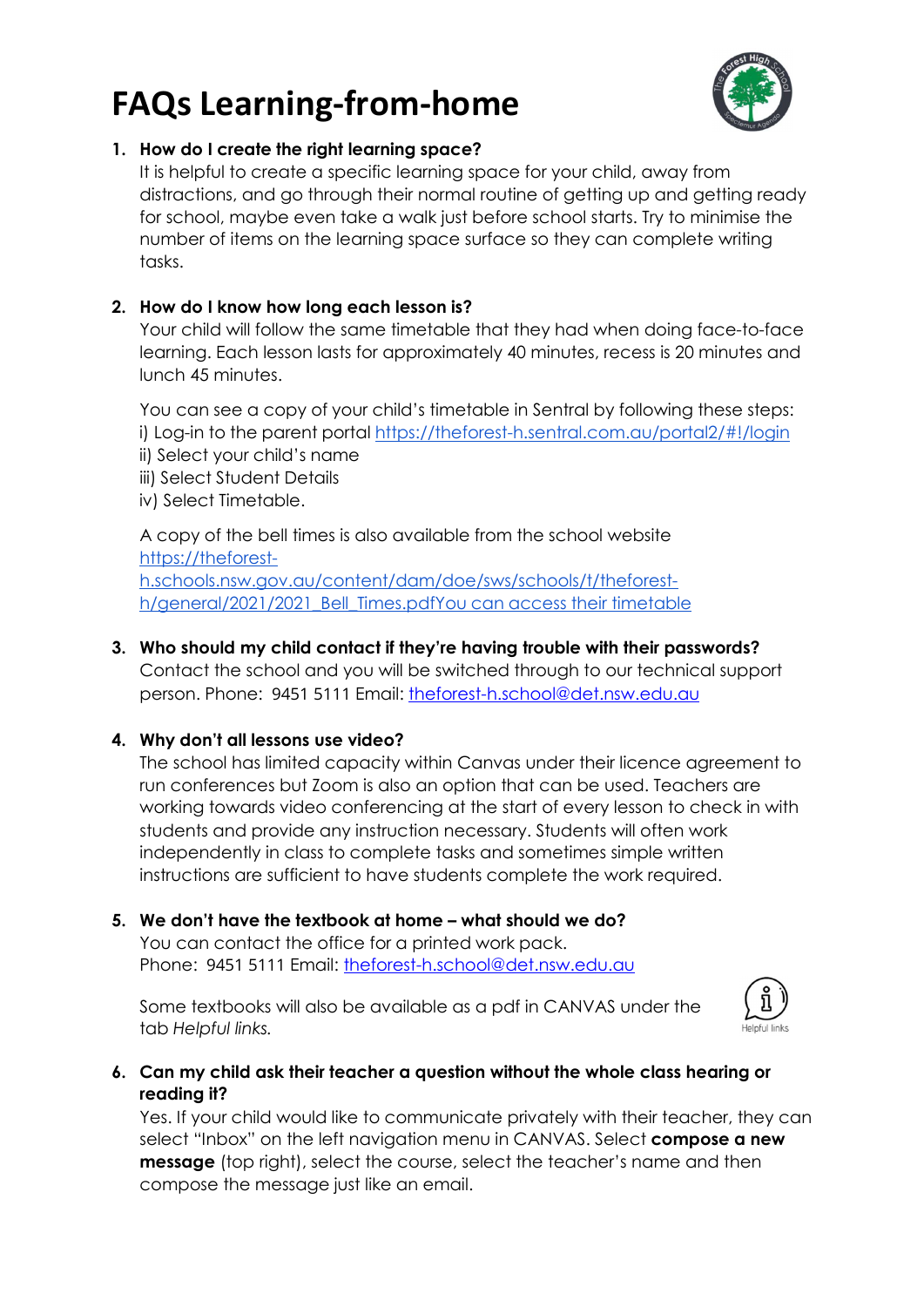# FAQs Learning-from-home

1. **How do I create the right learning space?**
   It is helpful to create a specific learning space for your child, away from distractions, and go through their normal routine of getting up and getting ready for school, maybe even take a walk just before school starts. Try to minimise the number of items on the learning space surface so they can complete writing tasks.

2. **How do I know how long each lesson is?**
   Your child will follow the same timetable that they had when doing face-to-face learning. Each lesson lasts for approximately 40 minutes, recess is 20 minutes and lunch 45 minutes.

   You can see a copy of your child's timetable in Sentral by following these steps:
   i) Log-in to the parent portal https://theforest-h.sentral.com.au/portal2/#!/login
   ii) Select your child's name
   iii) Select Student Details
   iv) Select Timetable.

   A copy of the bell times is also available from the school website https://theforest-h.schools.nsw.gov.au/content/dam/doe/sws/schools/t/theforest-h/general/2021/2021_Bell_Times.pdfYou can access their timetable

3. **Who should my child contact if they're having trouble with their passwords?**
   Contact the school and you will be switched through to our technical support person. Phone: 9451 5111 Email: theforest-h.school@det.nsw.edu.au

4. **Why don't all lessons use video?**
   The school has limited capacity within Canvas under their licence agreement to run conferences but Zoom is also an option that can be used. Teachers are working towards video conferencing at the start of every lesson to check in with students and provide any instruction necessary. Students will often work independently in class to complete tasks and sometimes simple written instructions are sufficient to have students complete the work required.

5. **We don't have the textbook at home – what should we do?**
   You can contact the office for a printed work pack.
   Phone: 9451 5111 Email: theforest-h.school@det.nsw.edu.au

   Some textbooks will also be available as a pdf in CANVAS under the tab *Helpful links.*

6. **Can my child ask their teacher a question without the whole class hearing or reading it?**
   Yes. If your child would like to communicate privately with their teacher, they can select "Inbox" on the left navigation menu in CANVAS. Select **compose a new message** (top right), select the course, select the teacher's name and then compose the message just like an email.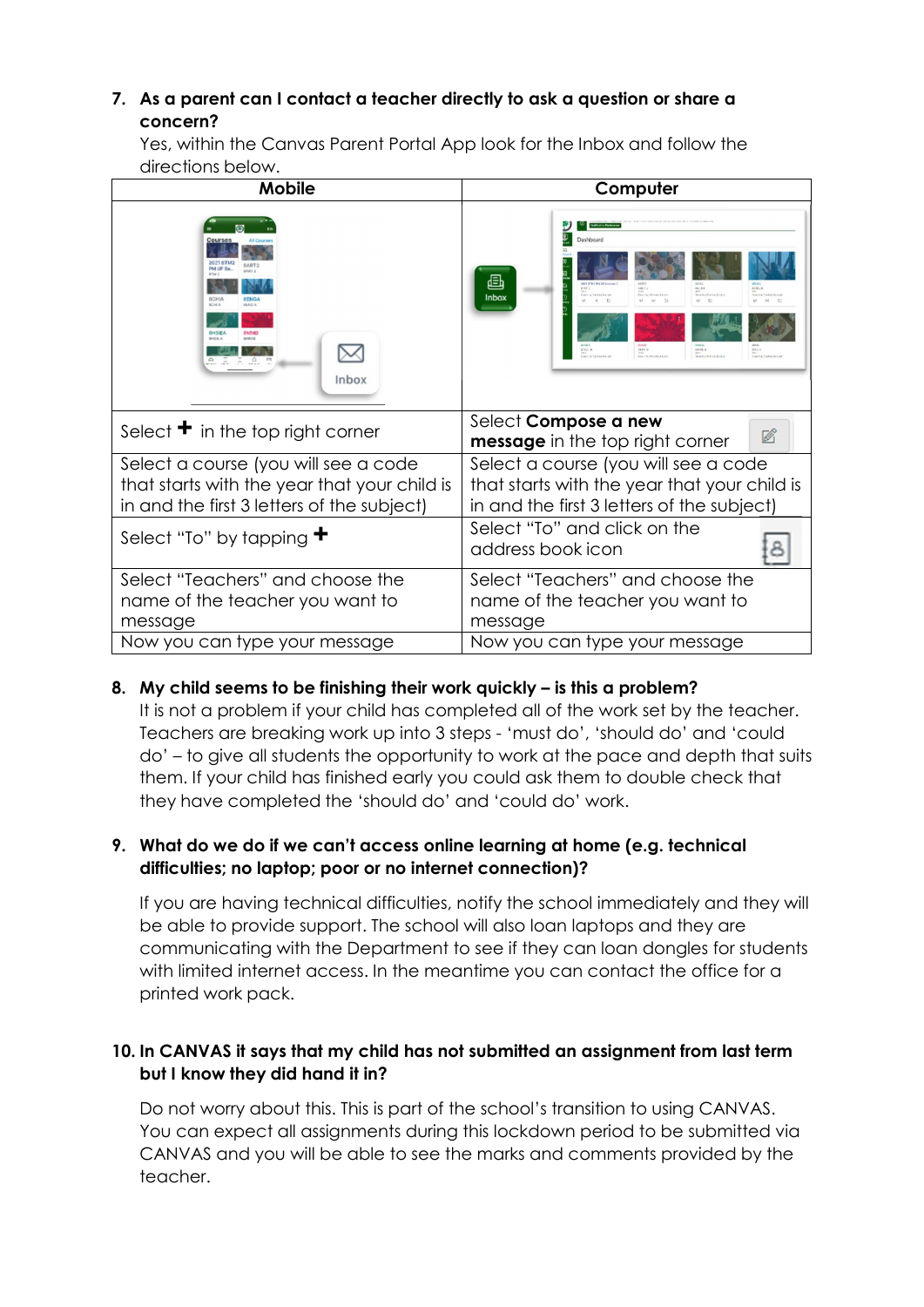7. **As a parent can I contact a teacher directly to ask a question or share a concern?**
   Yes, within the Canvas Parent Portal App look for the Inbox and follow the directions below.

| Mobile | Computer |
|---|---|
| | |
| Select + in the top right corner | Select **Compose a new message** in the top right corner |
| Select a course (you will see a code that starts with the year that your child is in and the first 3 letters of the subject) | Select a course (you will see a code that starts with the year that your child is in and the first 3 letters of the subject) |
| Select "To" by tapping + | Select "To" and click on the address book icon |
| Select "Teachers" and choose the name of the teacher you want to message | Select "Teachers" and choose the name of the teacher you want to message |
| Now you can type your message | Now you can type your message |

8. **My child seems to be finishing their work quickly – is this a problem?**
   It is not a problem if your child has completed all of the work set by the teacher. Teachers are breaking work up into 3 steps - 'must do', 'should do' and 'could do' – to give all students the opportunity to work at the pace and depth that suits them. If your child has finished early you could ask them to double check that they have completed the 'should do' and 'could do' work.

9. **What do we do if we can't access online learning at home (e.g. technical difficulties; no laptop; poor or no internet connection)?**

   If you are having technical difficulties, notify the school immediately and they will be able to provide support. The school will also loan laptops and they are communicating with the Department to see if they can loan dongles for students with limited internet access. In the meantime you can contact the office for a printed work pack.

10. **In CANVAS it says that my child has not submitted an assignment from last term but I know they did hand it in?**

    Do not worry about this. This is part of the school's transition to using CANVAS. You can expect all assignments during this lockdown period to be submitted via CANVAS and you will be able to see the marks and comments provided by the teacher.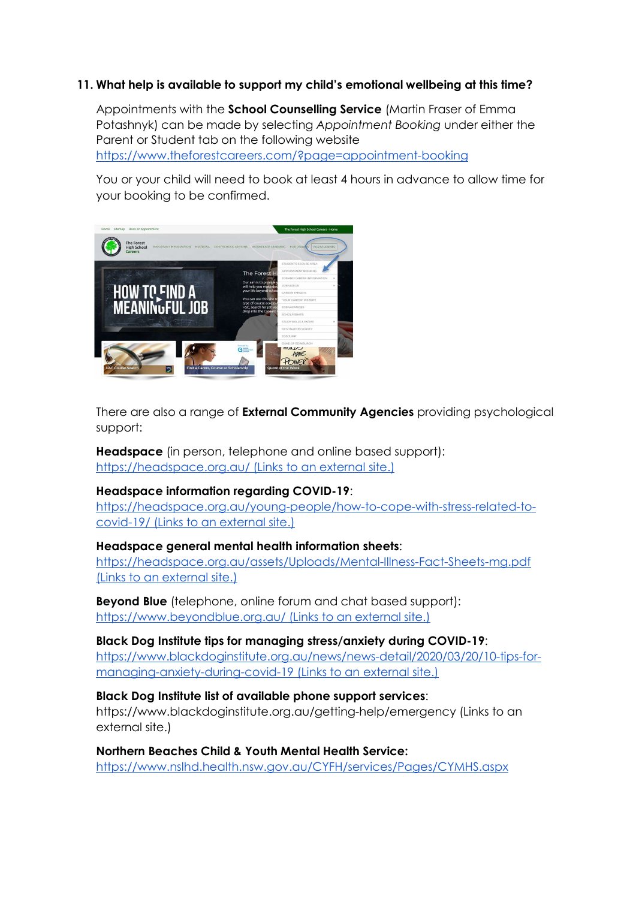**11. What help is available to support my child's emotional wellbeing at this time?**

Appointments with the **School Counselling Service** (Martin Fraser of Emma Potashnyk) can be made by selecting *Appointment Booking* under either the Parent or Student tab on the following website https://www.theforestcareers.com/?page=appointment-booking

You or your child will need to book at least 4 hours in advance to allow time for your booking to be confirmed.

There are also a range of **External Community Agencies** providing psychological support:

**Headspace** (in person, telephone and online based support): https://headspace.org.au/ (Links to an external site.)

**Headspace information regarding COVID-19**: https://headspace.org.au/young-people/how-to-cope-with-stress-related-to-covid-19/ (Links to an external site.)

**Headspace general mental health information sheets**: https://headspace.org.au/assets/Uploads/Mental-Illness-Fact-Sheets-mg.pdf (Links to an external site.)

**Beyond Blue** (telephone, online forum and chat based support): https://www.beyondblue.org.au/ (Links to an external site.)

**Black Dog Institute tips for managing stress/anxiety during COVID-19**: https://www.blackdoginstitute.org.au/news/news-detail/2020/03/20/10-tips-for-managing-anxiety-during-covid-19 (Links to an external site.)

**Black Dog Institute list of available phone support services**: https://www.blackdoginstitute.org.au/getting-help/emergency (Links to an external site.)

**Northern Beaches Child & Youth Mental Health Service:** https://www.nslhd.health.nsw.gov.au/CYFH/services/Pages/CYMHS.aspx